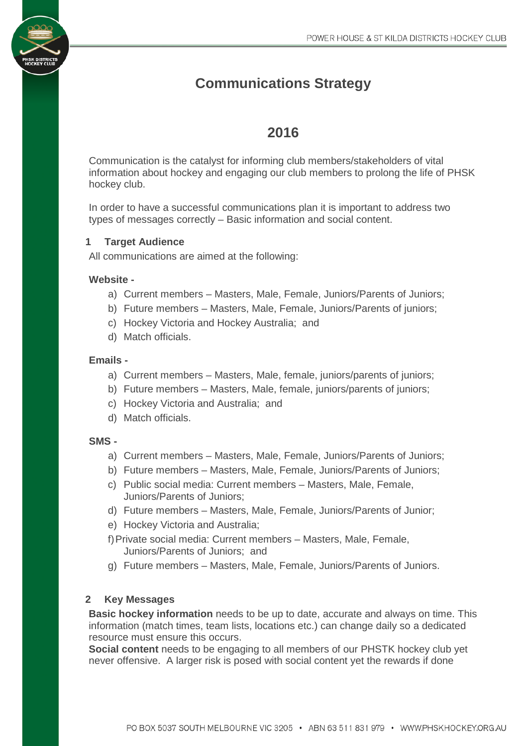# Communications Strategy

## 2016

Communication is the catalyst for informing club members/stakeholders of vital information about hockey and engaging our club members to prolong the life of PHSK hockey club.

In order to have a successful communications plan it is important to address two types of messages correctly – Basic information and social content.

### 1 Target Audience

All communications are aimed at the following:

**Website -**

a) Current members – Masters, Male, Female, Juniors/Parents of Juniors;
b) Future members – Masters, Male, Female, Juniors/Parents of juniors;
c) Hockey Victoria and Hockey Australia; and
d) Match officials.

**Emails -**

a) Current members – Masters, Male, female, juniors/parents of juniors;
b) Future members – Masters, Male, female, juniors/parents of juniors;
c) Hockey Victoria and Australia; and
d) Match officials.

**SMS -**

a) Current members – Masters, Male, Female, Juniors/Parents of Juniors;
b) Future members – Masters, Male, Female, Juniors/Parents of Juniors;
c) Public social media: Current members – Masters, Male, Female, Juniors/Parents of Juniors;
d) Future members – Masters, Male, Female, Juniors/Parents of Junior;
e) Hockey Victoria and Australia;
f) Private social media: Current members – Masters, Male, Female, Juniors/Parents of Juniors; and
g) Future members – Masters, Male, Female, Juniors/Parents of Juniors.

### 2 Key Messages

**Basic hockey information** needs to be up to date, accurate and always on time. This information (match times, team lists, locations etc.) can change daily so a dedicated resource must ensure this occurs.

**Social content** needs to be engaging to all members of our PHSTK hockey club yet never offensive. A larger risk is posed with social content yet the rewards if done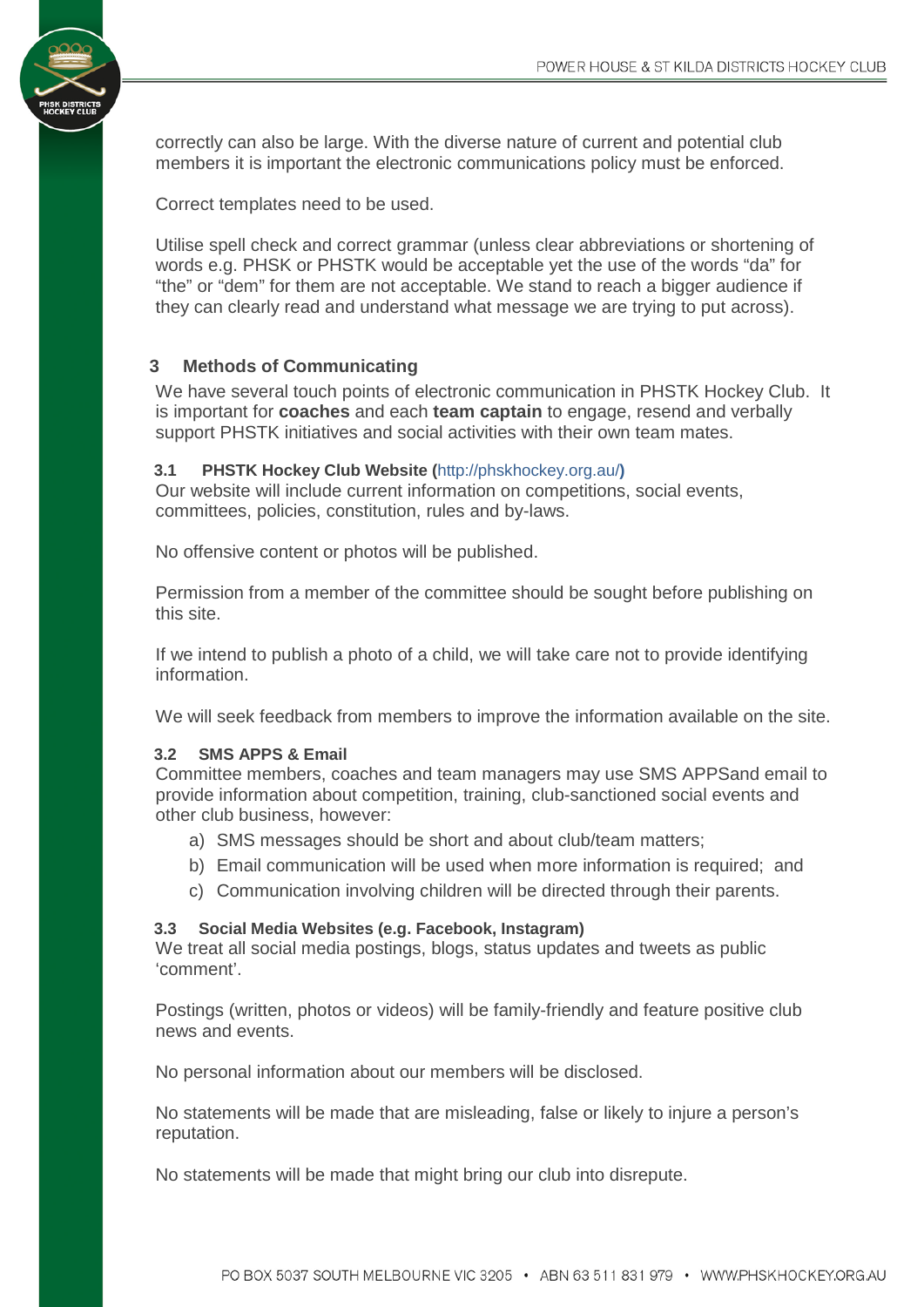correctly can also be large. With the diverse nature of current and potential club members it is important the electronic communications policy must be enforced.

Correct templates need to be used.

Utilise spell check and correct grammar (unless clear abbreviations or shortening of words e.g. PHSK or PHSTK would be acceptable yet the use of the words "da" for "the" or "dem" for them are not acceptable. We stand to reach a bigger audience if they can clearly read and understand what message we are trying to put across).

## 3 Methods of Communicating

We have several touch points of electronic communication in PHSTK Hockey Club. It is important for **coaches** and each **team captain** to engage, resend and verbally support PHSTK initiatives and social activities with their own team mates.

### 3.1 PHSTK Hockey Club Website (http://phskhockey.org.au/)

Our website will include current information on competitions, social events, committees, policies, constitution, rules and by-laws.

No offensive content or photos will be published.

Permission from a member of the committee should be sought before publishing on this site.

If we intend to publish a photo of a child, we will take care not to provide identifying information.

We will seek feedback from members to improve the information available on the site.

### 3.2 SMS APPS & Email

Committee members, coaches and team managers may use SMS APPSand email to provide information about competition, training, club-sanctioned social events and other club business, however:

a) SMS messages should be short and about club/team matters;
b) Email communication will be used when more information is required; and
c) Communication involving children will be directed through their parents.

### 3.3 Social Media Websites (e.g. Facebook, Instagram)

We treat all social media postings, blogs, status updates and tweets as public 'comment'.

Postings (written, photos or videos) will be family-friendly and feature positive club news and events.

No personal information about our members will be disclosed.

No statements will be made that are misleading, false or likely to injure a person's reputation.

No statements will be made that might bring our club into disrepute.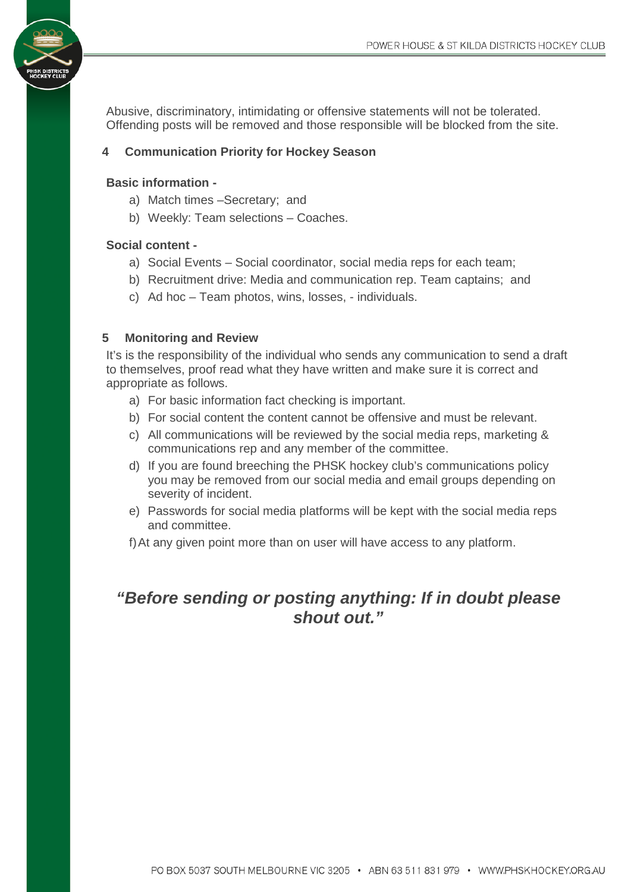Abusive, discriminatory, intimidating or offensive statements will not be tolerated. Offending posts will be removed and those responsible will be blocked from the site.

## 4 Communication Priority for Hockey Season

**Basic information -**

a) Match times –Secretary; and
b) Weekly: Team selections – Coaches.

**Social content -**

a) Social Events – Social coordinator, social media reps for each team;
b) Recruitment drive: Media and communication rep. Team captains; and
c) Ad hoc – Team photos, wins, losses, - individuals.

## 5 Monitoring and Review

It's is the responsibility of the individual who sends any communication to send a draft to themselves, proof read what they have written and make sure it is correct and appropriate as follows.

a) For basic information fact checking is important.
b) For social content the content cannot be offensive and must be relevant.
c) All communications will be reviewed by the social media reps, marketing & communications rep and any member of the committee.
d) If you are found breeching the PHSK hockey club's communications policy you may be removed from our social media and email groups depending on severity of incident.
e) Passwords for social media platforms will be kept with the social media reps and committee.
f) At any given point more than on user will have access to any platform.

***"Before sending or posting anything: If in doubt please shout out."***